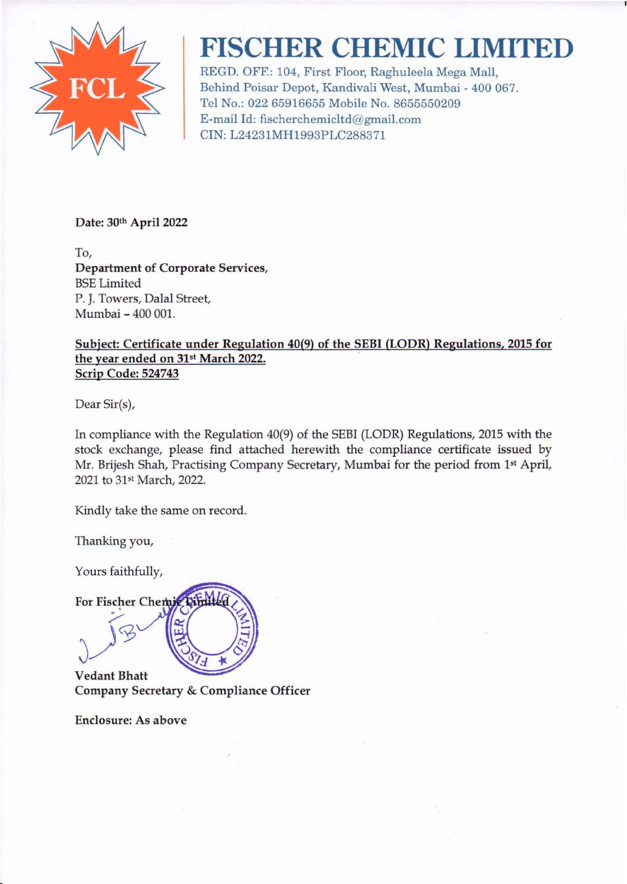# FISCHER CHEMIC LIMITED

REGD. OFF.: 104, First Floor, Raghuleela Mega Mall,
Behind Poisar Depot, Kandivali West, Mumbai - 400 067.
Tel No.: 022 65916655 Mobile No. 8655550209
E-mail Id: fischerchemicltd@gmail.com
CIN: L24231MH1993PLC288371

**Date: 30th April 2022**

To,
**Department of Corporate Services,**
BSE Limited
P. J. Towers, Dalal Street,
Mumbai – 400 001.

**Subject: Certificate under Regulation 40(9) of the SEBI (LODR) Regulations, 2015 for the year ended on 31st March 2022.**
**Scrip Code: 524743**

Dear Sir(s),

In compliance with the Regulation 40(9) of the SEBI (LODR) Regulations, 2015 with the stock exchange, please find attached herewith the compliance certificate issued by Mr. Brijesh Shah, Practising Company Secretary, Mumbai for the period from 1st April, 2021 to 31st March, 2022.

Kindly take the same on record.

Thanking you,

Yours faithfully,

**For Fischer Chemic Limited**

**Vedant Bhatt**
**Company Secretary & Compliance Officer**

**Enclosure: As above**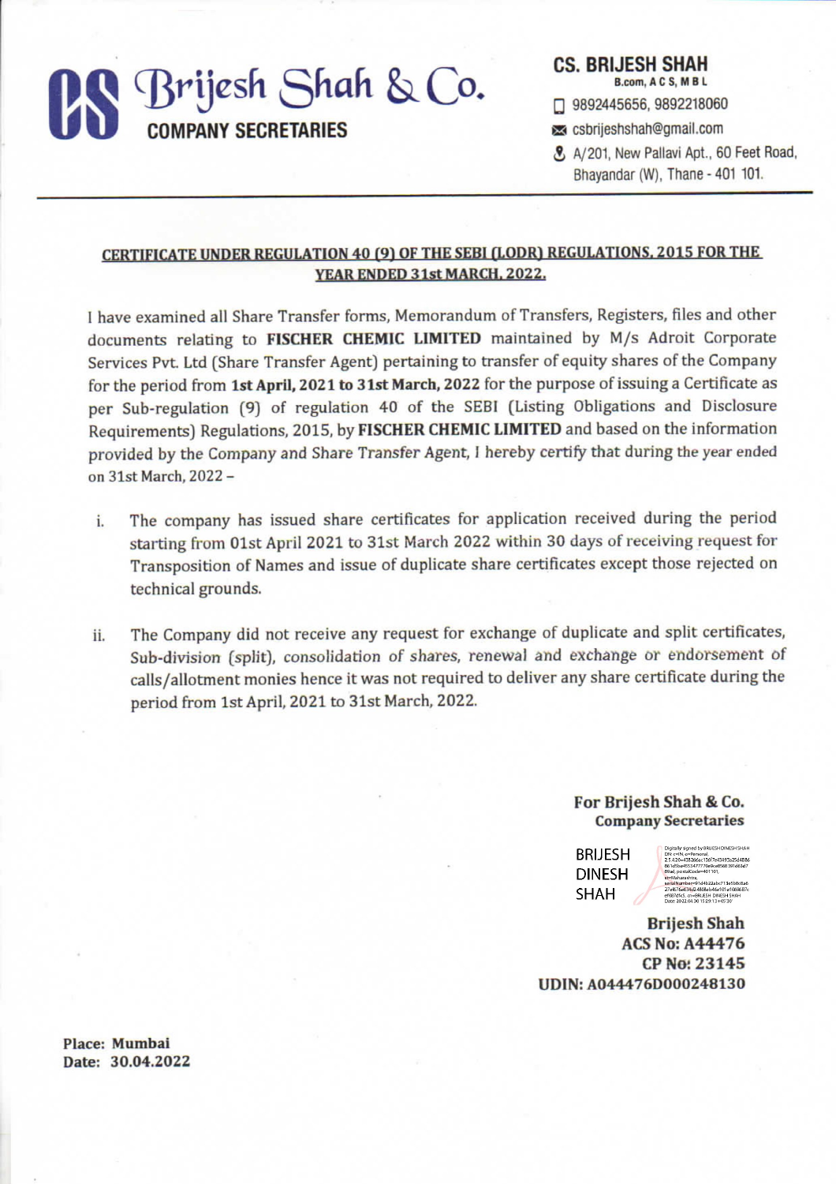# Brijesh Shah & Co.
**COMPANY SECRETARIES**

**CS. BRIJESH SHAH**
B.com, A C S, M B L
9892445656, 9892218060
csbrijeshshah@gmail.com
A/201, New Pallavi Apt., 60 Feet Road, Bhayandar (W), Thane - 401 101.

---

**CERTIFICATE UNDER REGULATION 40 (9) OF THE SEBI (LODR) REGULATIONS, 2015 FOR THE YEAR ENDED 31st MARCH, 2022.**

I have examined all Share Transfer forms, Memorandum of Transfers, Registers, files and other documents relating to **FISCHER CHEMIC LIMITED** maintained by M/s Adroit Corporate Services Pvt. Ltd (Share Transfer Agent) pertaining to transfer of equity shares of the Company for the period from **1st April, 2021 to 31st March, 2022** for the purpose of issuing a Certificate as per Sub-regulation (9) of regulation 40 of the SEBI (Listing Obligations and Disclosure Requirements) Regulations, 2015, by **FISCHER CHEMIC LIMITED** and based on the information provided by the Company and Share Transfer Agent, I hereby certify that during the year ended on 31st March, 2022 –

i. The company has issued share certificates for application received during the period starting from 01st April 2021 to 31st March 2022 within 30 days of receiving request for Transposition of Names and issue of duplicate share certificates except those rejected on technical grounds.

ii. The Company did not receive any request for exchange of duplicate and split certificates, Sub-division (split), consolidation of shares, renewal and exchange or endorsement of calls/allotment monies hence it was not required to deliver any share certificate during the period from 1st April, 2021 to 31st March, 2022.

**For Brijesh Shah & Co.**
**Company Secretaries**

BRIJESH DINESH SHAH

**Brijesh Shah**
**ACS No: A44476**
**CP No: 23145**
**UDIN: A044476D000248130**

**Place:** Mumbai
**Date:** 30.04.2022